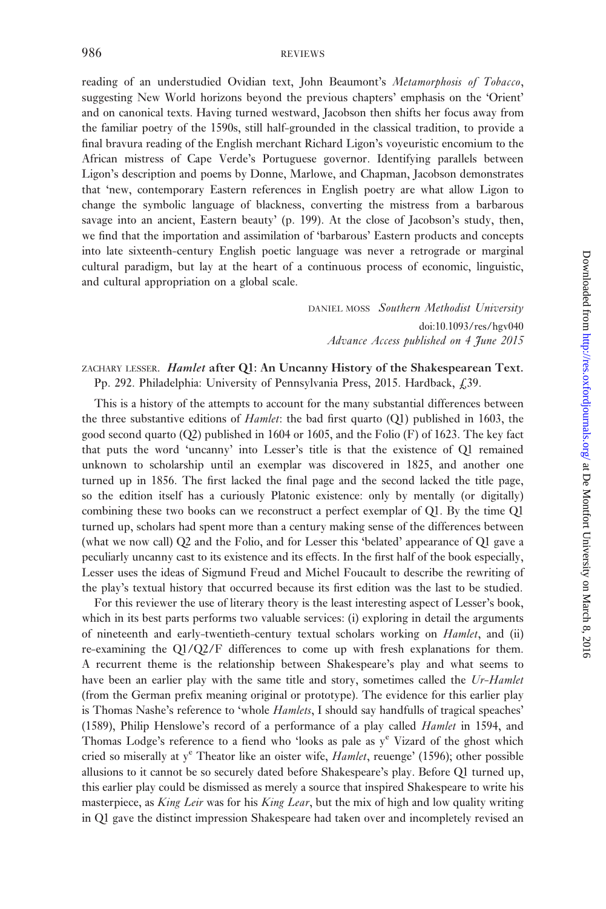reading of an understudied Ovidian text, John Beaumont's *Metamorphosis of Tobacco*, suggesting New World horizons beyond the previous chapters' emphasis on the 'Orient' and on canonical texts. Having turned westward, Jacobson then shifts her focus away from the familiar poetry of the 1590s, still half-grounded in the classical tradition, to provide a final bravura reading of the English merchant Richard Ligon's voyeuristic encomium to the African mistress of Cape Verde's Portuguese governor. Identifying parallels between Ligon's description and poems by Donne, Marlowe, and Chapman, Jacobson demonstrates that 'new, contemporary Eastern references in English poetry are what allow Ligon to change the symbolic language of blackness, converting the mistress from a barbarous savage into an ancient, Eastern beauty' (p. 199). At the close of Jacobson's study, then, we find that the importation and assimilation of 'barbarous' Eastern products and concepts into late sixteenth-century English poetic language was never a retrograde or marginal cultural paradigm, but lay at the heart of a continuous process of economic, linguistic, and cultural appropriation on a global scale.

DANIEL MOSS *Southern Methodist University*
doi:10.1093/res/hgv040
*Advance Access published on 4 June 2015*

ZACHARY LESSER. ***Hamlet* after Q1: An Uncanny History of the Shakespearean Text.** Pp. 292. Philadelphia: University of Pennsylvania Press, 2015. Hardback, £39.

This is a history of the attempts to account for the many substantial differences between the three substantive editions of *Hamlet*: the bad first quarto (Q1) published in 1603, the good second quarto (Q2) published in 1604 or 1605, and the Folio (F) of 1623. The key fact that puts the word 'uncanny' into Lesser's title is that the existence of Q1 remained unknown to scholarship until an exemplar was discovered in 1825, and another one turned up in 1856. The first lacked the final page and the second lacked the title page, so the edition itself has a curiously Platonic existence: only by mentally (or digitally) combining these two books can we reconstruct a perfect exemplar of Q1. By the time Q1 turned up, scholars had spent more than a century making sense of the differences between (what we now call) Q2 and the Folio, and for Lesser this 'belated' appearance of Q1 gave a peculiarly uncanny cast to its existence and its effects. In the first half of the book especially, Lesser uses the ideas of Sigmund Freud and Michel Foucault to describe the rewriting of the play's textual history that occurred because its first edition was the last to be studied.

For this reviewer the use of literary theory is the least interesting aspect of Lesser's book, which in its best parts performs two valuable services: (i) exploring in detail the arguments of nineteenth and early-twentieth-century textual scholars working on *Hamlet*, and (ii) re-examining the Q1/Q2/F differences to come up with fresh explanations for them. A recurrent theme is the relationship between Shakespeare's play and what seems to have been an earlier play with the same title and story, sometimes called the *Ur-Hamlet* (from the German prefix meaning original or prototype). The evidence for this earlier play is Thomas Nashe's reference to 'whole *Hamlets*, I should say handfulls of tragical speaches' (1589), Philip Henslowe's record of a performance of a play called *Hamlet* in 1594, and Thomas Lodge's reference to a fiend who 'looks as pale as y^e Vizard of the ghost which cried so miserally at y^e Theator like an oister wife, *Hamlet*, reuenge' (1596); other possible allusions to it cannot be so securely dated before Shakespeare's play. Before Q1 turned up, this earlier play could be dismissed as merely a source that inspired Shakespeare to write his masterpiece, as *King Leir* was for his *King Lear*, but the mix of high and low quality writing in Q1 gave the distinct impression Shakespeare had taken over and incompletely revised an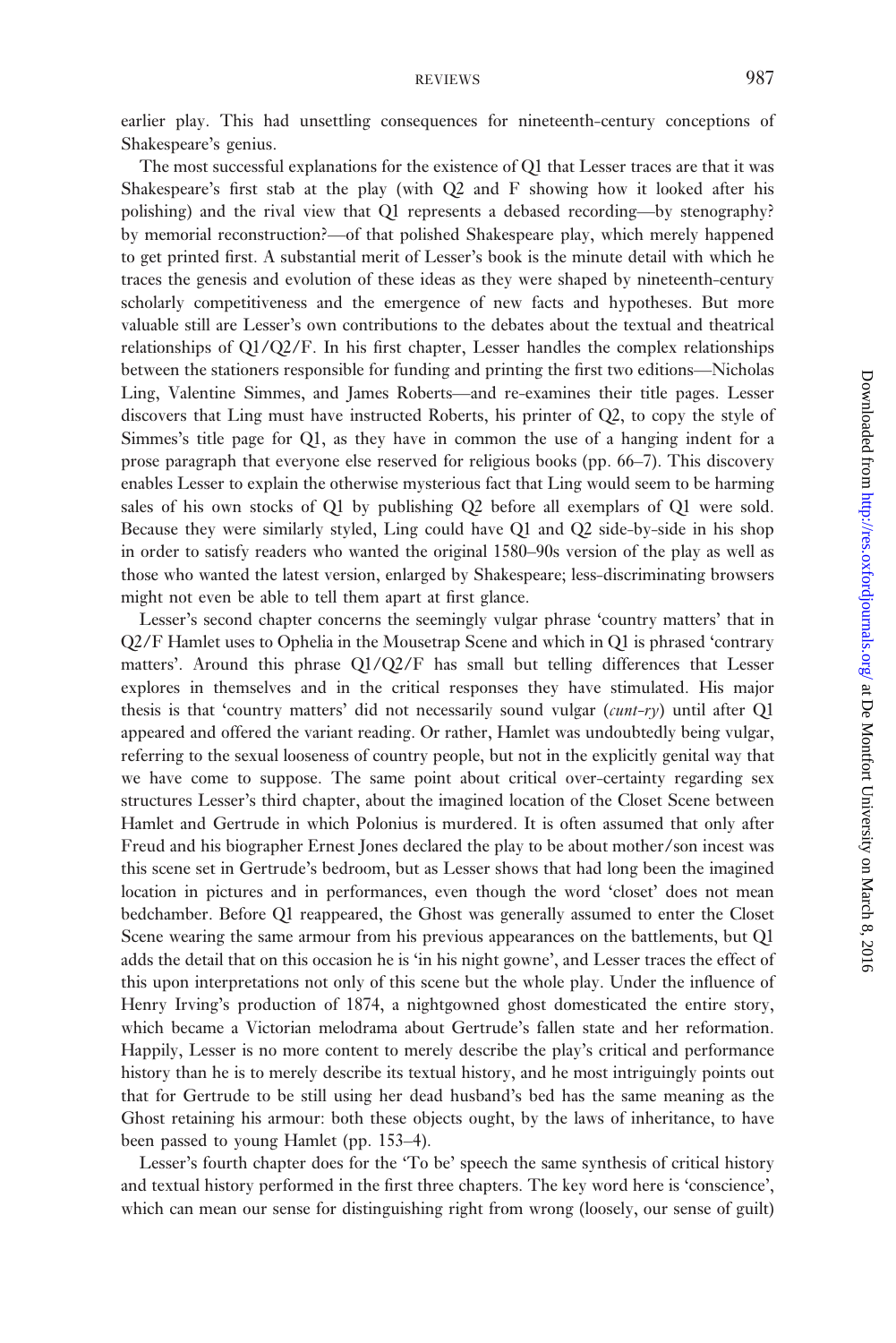earlier play. This had unsettling consequences for nineteenth-century conceptions of Shakespeare's genius.

The most successful explanations for the existence of Q1 that Lesser traces are that it was Shakespeare's first stab at the play (with Q2 and F showing how it looked after his polishing) and the rival view that Q1 represents a debased recording—by stenography? by memorial reconstruction?—of that polished Shakespeare play, which merely happened to get printed first. A substantial merit of Lesser's book is the minute detail with which he traces the genesis and evolution of these ideas as they were shaped by nineteenth-century scholarly competitiveness and the emergence of new facts and hypotheses. But more valuable still are Lesser's own contributions to the debates about the textual and theatrical relationships of Q1/Q2/F. In his first chapter, Lesser handles the complex relationships between the stationers responsible for funding and printing the first two editions—Nicholas Ling, Valentine Simmes, and James Roberts—and re-examines their title pages. Lesser discovers that Ling must have instructed Roberts, his printer of Q2, to copy the style of Simmes's title page for Q1, as they have in common the use of a hanging indent for a prose paragraph that everyone else reserved for religious books (pp. 66–7). This discovery enables Lesser to explain the otherwise mysterious fact that Ling would seem to be harming sales of his own stocks of Q1 by publishing Q2 before all exemplars of Q1 were sold. Because they were similarly styled, Ling could have Q1 and Q2 side-by-side in his shop in order to satisfy readers who wanted the original 1580–90s version of the play as well as those who wanted the latest version, enlarged by Shakespeare; less-discriminating browsers might not even be able to tell them apart at first glance.

Lesser's second chapter concerns the seemingly vulgar phrase 'country matters' that in Q2/F Hamlet uses to Ophelia in the Mousetrap Scene and which in Q1 is phrased 'contrary matters'. Around this phrase Q1/Q2/F has small but telling differences that Lesser explores in themselves and in the critical responses they have stimulated. His major thesis is that 'country matters' did not necessarily sound vulgar (*cunt-ry*) until after Q1 appeared and offered the variant reading. Or rather, Hamlet was undoubtedly being vulgar, referring to the sexual looseness of country people, but not in the explicitly genital way that we have come to suppose. The same point about critical over-certainty regarding sex structures Lesser's third chapter, about the imagined location of the Closet Scene between Hamlet and Gertrude in which Polonius is murdered. It is often assumed that only after Freud and his biographer Ernest Jones declared the play to be about mother/son incest was this scene set in Gertrude's bedroom, but as Lesser shows that had long been the imagined location in pictures and in performances, even though the word 'closet' does not mean bedchamber. Before Q1 reappeared, the Ghost was generally assumed to enter the Closet Scene wearing the same armour from his previous appearances on the battlements, but Q1 adds the detail that on this occasion he is 'in his night gowne', and Lesser traces the effect of this upon interpretations not only of this scene but the whole play. Under the influence of Henry Irving's production of 1874, a nightgowned ghost domesticated the entire story, which became a Victorian melodrama about Gertrude's fallen state and her reformation. Happily, Lesser is no more content to merely describe the play's critical and performance history than he is to merely describe its textual history, and he most intriguingly points out that for Gertrude to be still using her dead husband's bed has the same meaning as the Ghost retaining his armour: both these objects ought, by the laws of inheritance, to have been passed to young Hamlet (pp. 153–4).

Lesser's fourth chapter does for the 'To be' speech the same synthesis of critical history and textual history performed in the first three chapters. The key word here is 'conscience', which can mean our sense for distinguishing right from wrong (loosely, our sense of guilt)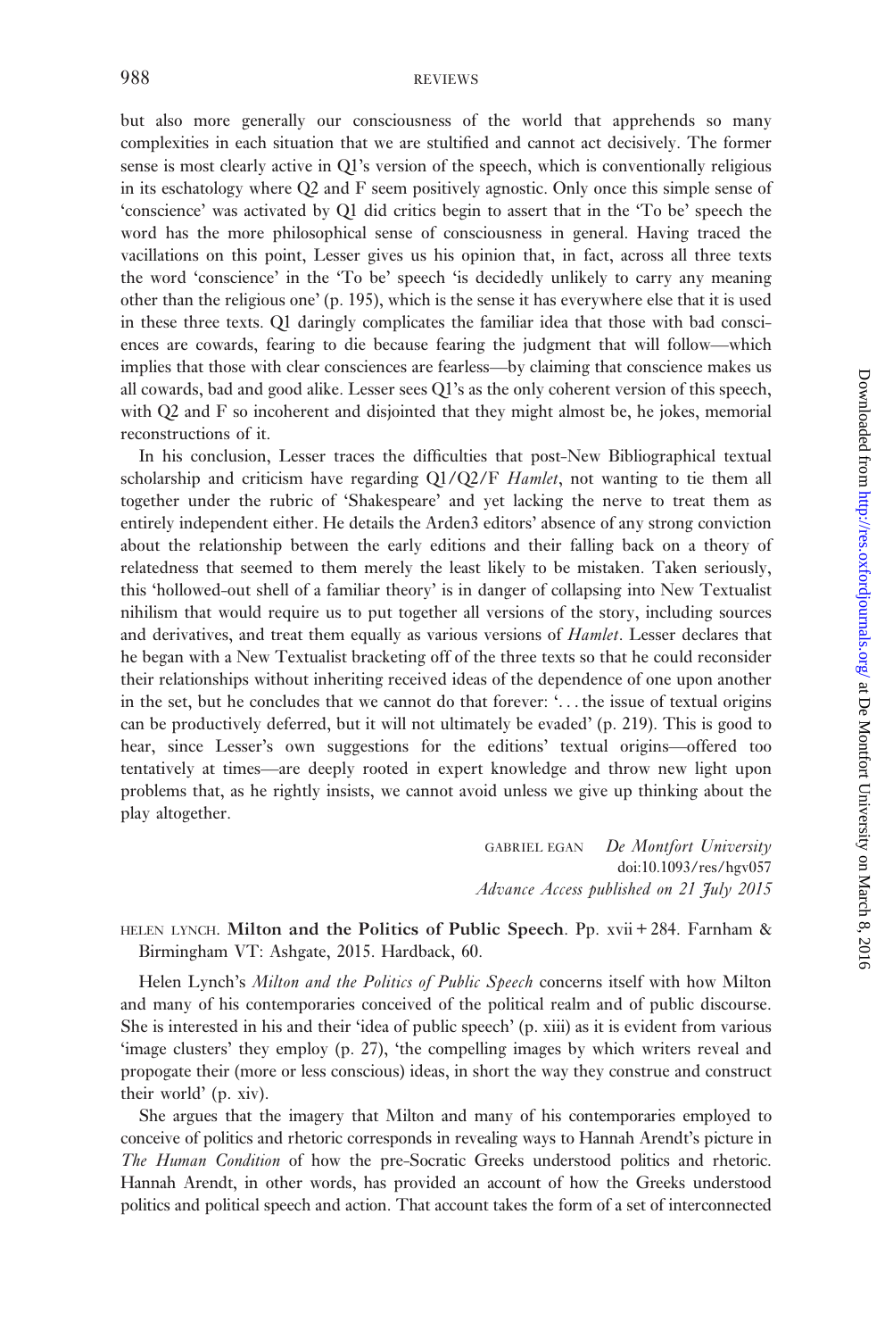but also more generally our consciousness of the world that apprehends so many complexities in each situation that we are stultified and cannot act decisively. The former sense is most clearly active in Q1's version of the speech, which is conventionally religious in its eschatology where Q2 and F seem positively agnostic. Only once this simple sense of 'conscience' was activated by Q1 did critics begin to assert that in the 'To be' speech the word has the more philosophical sense of consciousness in general. Having traced the vacillations on this point, Lesser gives us his opinion that, in fact, across all three texts the word 'conscience' in the 'To be' speech 'is decidedly unlikely to carry any meaning other than the religious one' (p. 195), which is the sense it has everywhere else that it is used in these three texts. Q1 daringly complicates the familiar idea that those with bad consciences are cowards, fearing to die because fearing the judgment that will follow—which implies that those with clear consciences are fearless—by claiming that conscience makes us all cowards, bad and good alike. Lesser sees Q1's as the only coherent version of this speech, with Q2 and F so incoherent and disjointed that they might almost be, he jokes, memorial reconstructions of it.

In his conclusion, Lesser traces the difficulties that post-New Bibliographical textual scholarship and criticism have regarding Q1/Q2/F *Hamlet*, not wanting to tie them all together under the rubric of 'Shakespeare' and yet lacking the nerve to treat them as entirely independent either. He details the Arden3 editors' absence of any strong conviction about the relationship between the early editions and their falling back on a theory of relatedness that seemed to them merely the least likely to be mistaken. Taken seriously, this 'hollowed-out shell of a familiar theory' is in danger of collapsing into New Textualist nihilism that would require us to put together all versions of the story, including sources and derivatives, and treat them equally as various versions of *Hamlet*. Lesser declares that he began with a New Textualist bracketing off of the three texts so that he could reconsider their relationships without inheriting received ideas of the dependence of one upon another in the set, but he concludes that we cannot do that forever: '... the issue of textual origins can be productively deferred, but it will not ultimately be evaded' (p. 219). This is good to hear, since Lesser's own suggestions for the editions' textual origins—offered too tentatively at times—are deeply rooted in expert knowledge and throw new light upon problems that, as he rightly insists, we cannot avoid unless we give up thinking about the play altogether.

GABRIEL EGAN *De Montfort University*
doi:10.1093/res/hgv057
*Advance Access published on 21 July 2015*

HELEN LYNCH. **Milton and the Politics of Public Speech**. Pp. xvii + 284. Farnham & Birmingham VT: Ashgate, 2015. Hardback, 60.

Helen Lynch's *Milton and the Politics of Public Speech* concerns itself with how Milton and many of his contemporaries conceived of the political realm and of public discourse. She is interested in his and their 'idea of public speech' (p. xiii) as it is evident from various 'image clusters' they employ (p. 27), 'the compelling images by which writers reveal and propogate their (more or less conscious) ideas, in short the way they construe and construct their world' (p. xiv).

She argues that the imagery that Milton and many of his contemporaries employed to conceive of politics and rhetoric corresponds in revealing ways to Hannah Arendt's picture in *The Human Condition* of how the pre-Socratic Greeks understood politics and rhetoric. Hannah Arendt, in other words, has provided an account of how the Greeks understood politics and political speech and action. That account takes the form of a set of interconnected